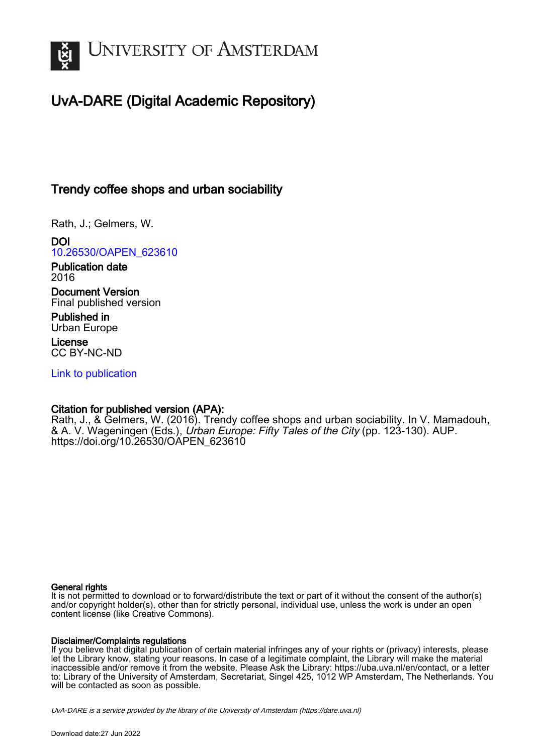UNIVERSITY OF AMSTERDAM

# UvA-DARE (Digital Academic Repository)

## Trendy coffee shops and urban sociability

Rath, J.; Gelmers, W.

**DOI**
10.26530/OAPEN_623610

**Publication date**
2016

**Document Version**
Final published version

**Published in**
Urban Europe

**License**
CC BY-NC-ND

Link to publication

**Citation for published version (APA):**
Rath, J., & Gelmers, W. (2016). Trendy coffee shops and urban sociability. In V. Mamadouh, & A. V. Wageningen (Eds.), *Urban Europe: Fifty Tales of the City* (pp. 123-130). AUP. https://doi.org/10.26530/OAPEN_623610

**General rights**
It is not permitted to download or to forward/distribute the text or part of it without the consent of the author(s) and/or copyright holder(s), other than for strictly personal, individual use, unless the work is under an open content license (like Creative Commons).

**Disclaimer/Complaints regulations**
If you believe that digital publication of certain material infringes any of your rights or (privacy) interests, please let the Library know, stating your reasons. In case of a legitimate complaint, the Library will make the material inaccessible and/or remove it from the website. Please Ask the Library: https://uba.uva.nl/en/contact, or a letter to: Library of the University of Amsterdam, Secretariat, Singel 425, 1012 WP Amsterdam, The Netherlands. You will be contacted as soon as possible.

*UvA-DARE is a service provided by the library of the University of Amsterdam (https://dare.uva.nl)*

Download date:27 Jun 2022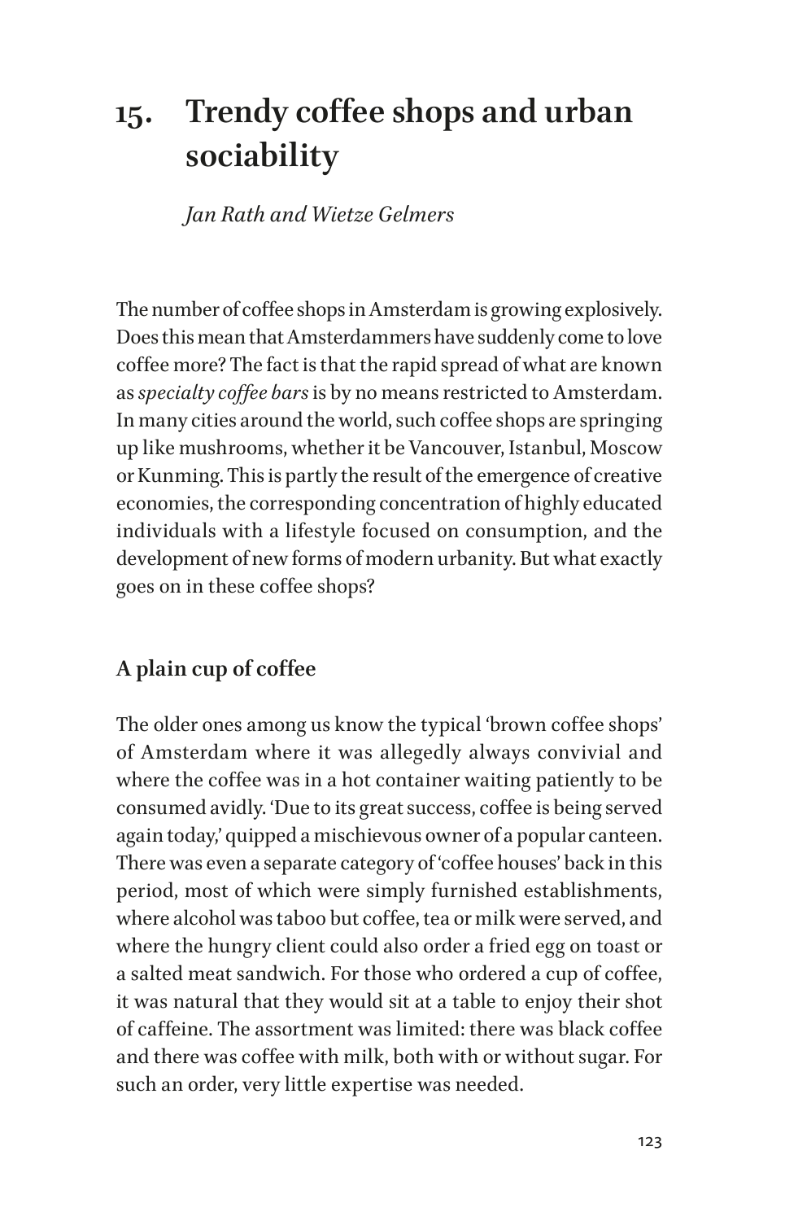# 15. Trendy coffee shops and urban sociability

*Jan Rath and Wietze Gelmers*

The number of coffee shops in Amsterdam is growing explosively. Does this mean that Amsterdammers have suddenly come to love coffee more? The fact is that the rapid spread of what are known as *specialty coffee bars* is by no means restricted to Amsterdam. In many cities around the world, such coffee shops are springing up like mushrooms, whether it be Vancouver, Istanbul, Moscow or Kunming. This is partly the result of the emergence of creative economies, the corresponding concentration of highly educated individuals with a lifestyle focused on consumption, and the development of new forms of modern urbanity. But what exactly goes on in these coffee shops?

## A plain cup of coffee

The older ones among us know the typical 'brown coffee shops' of Amsterdam where it was allegedly always convivial and where the coffee was in a hot container waiting patiently to be consumed avidly. 'Due to its great success, coffee is being served again today,' quipped a mischievous owner of a popular canteen. There was even a separate category of 'coffee houses' back in this period, most of which were simply furnished establishments, where alcohol was taboo but coffee, tea or milk were served, and where the hungry client could also order a fried egg on toast or a salted meat sandwich. For those who ordered a cup of coffee, it was natural that they would sit at a table to enjoy their shot of caffeine. The assortment was limited: there was black coffee and there was coffee with milk, both with or without sugar. For such an order, very little expertise was needed.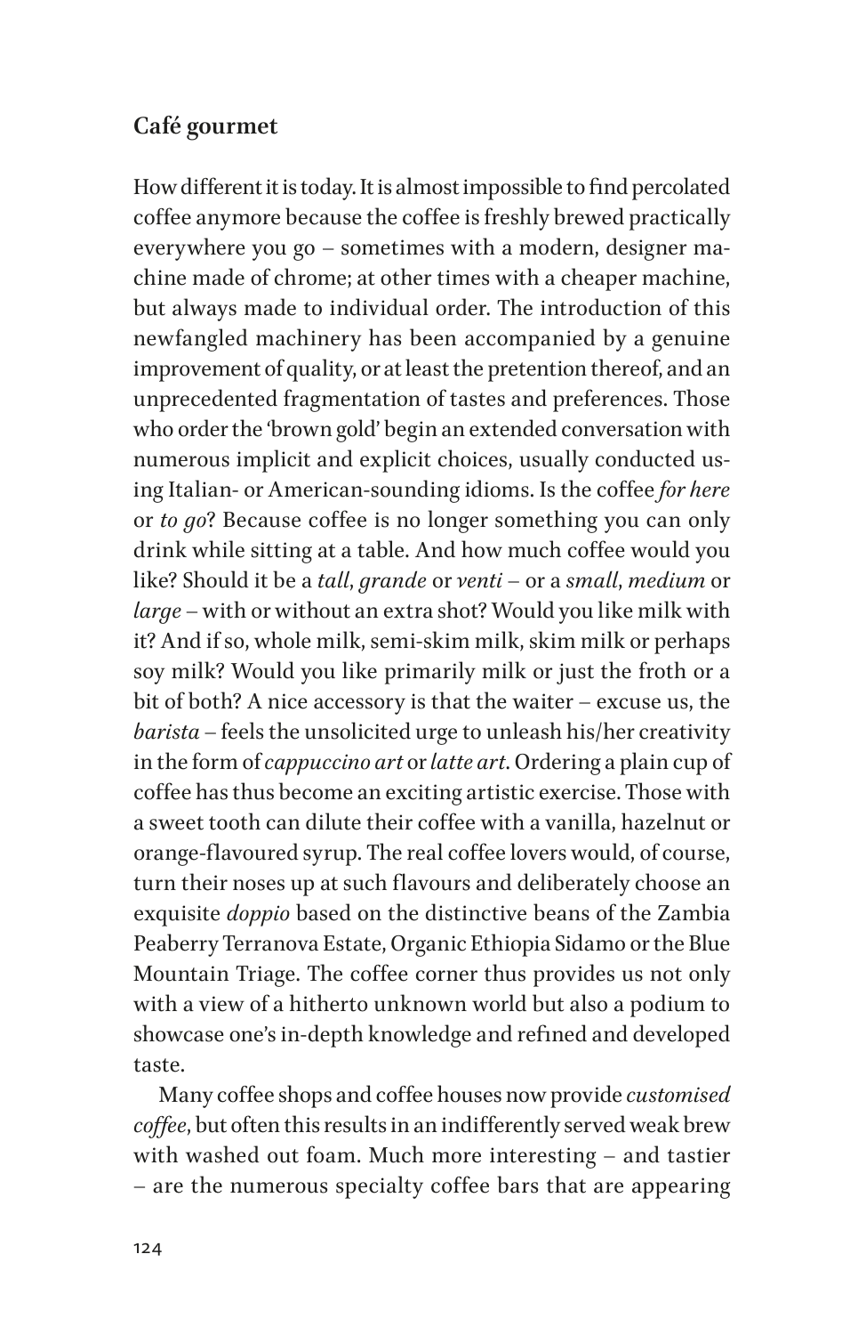## Café gourmet

How different it is today. It is almost impossible to find percolated coffee anymore because the coffee is freshly brewed practically everywhere you go – sometimes with a modern, designer machine made of chrome; at other times with a cheaper machine, but always made to individual order. The introduction of this newfangled machinery has been accompanied by a genuine improvement of quality, or at least the pretention thereof, and an unprecedented fragmentation of tastes and preferences. Those who order the 'brown gold' begin an extended conversation with numerous implicit and explicit choices, usually conducted using Italian- or American-sounding idioms. Is the coffee *for here* or *to go*? Because coffee is no longer something you can only drink while sitting at a table. And how much coffee would you like? Should it be a *tall*, *grande* or *venti* – or a *small*, *medium* or *large* – with or without an extra shot? Would you like milk with it? And if so, whole milk, semi-skim milk, skim milk or perhaps soy milk? Would you like primarily milk or just the froth or a bit of both? A nice accessory is that the waiter – excuse us, the *barista* – feels the unsolicited urge to unleash his/her creativity in the form of *cappuccino art* or *latte art*. Ordering a plain cup of coffee has thus become an exciting artistic exercise. Those with a sweet tooth can dilute their coffee with a vanilla, hazelnut or orange-flavoured syrup. The real coffee lovers would, of course, turn their noses up at such flavours and deliberately choose an exquisite *doppio* based on the distinctive beans of the Zambia Peaberry Terranova Estate, Organic Ethiopia Sidamo or the Blue Mountain Triage. The coffee corner thus provides us not only with a view of a hitherto unknown world but also a podium to showcase one's in-depth knowledge and refined and developed taste.

Many coffee shops and coffee houses now provide *customised coffee*, but often this results in an indifferently served weak brew with washed out foam. Much more interesting – and tastier – are the numerous specialty coffee bars that are appearing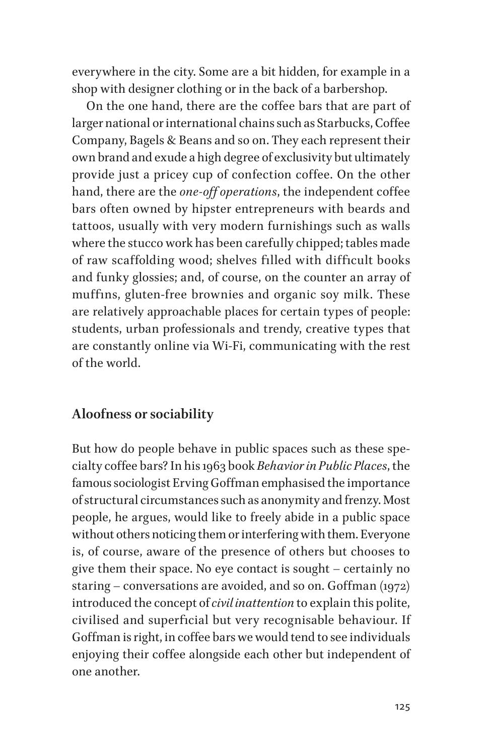everywhere in the city. Some are a bit hidden, for example in a shop with designer clothing or in the back of a barbershop.

On the one hand, there are the coffee bars that are part of larger national or international chains such as Starbucks, Coffee Company, Bagels & Beans and so on. They each represent their own brand and exude a high degree of exclusivity but ultimately provide just a pricey cup of confection coffee. On the other hand, there are the *one-off operations*, the independent coffee bars often owned by hipster entrepreneurs with beards and tattoos, usually with very modern furnishings such as walls where the stucco work has been carefully chipped; tables made of raw scaffolding wood; shelves filled with difficult books and funky glossies; and, of course, on the counter an array of muffins, gluten-free brownies and organic soy milk. These are relatively approachable places for certain types of people: students, urban professionals and trendy, creative types that are constantly online via Wi-Fi, communicating with the rest of the world.

## Aloofness or sociability

But how do people behave in public spaces such as these specialty coffee bars? In his 1963 book *Behavior in Public Places*, the famous sociologist Erving Goffman emphasised the importance of structural circumstances such as anonymity and frenzy. Most people, he argues, would like to freely abide in a public space without others noticing them or interfering with them. Everyone is, of course, aware of the presence of others but chooses to give them their space. No eye contact is sought – certainly no staring – conversations are avoided, and so on. Goffman (1972) introduced the concept of *civil inattention* to explain this polite, civilised and superficial but very recognisable behaviour. If Goffman is right, in coffee bars we would tend to see individuals enjoying their coffee alongside each other but independent of one another.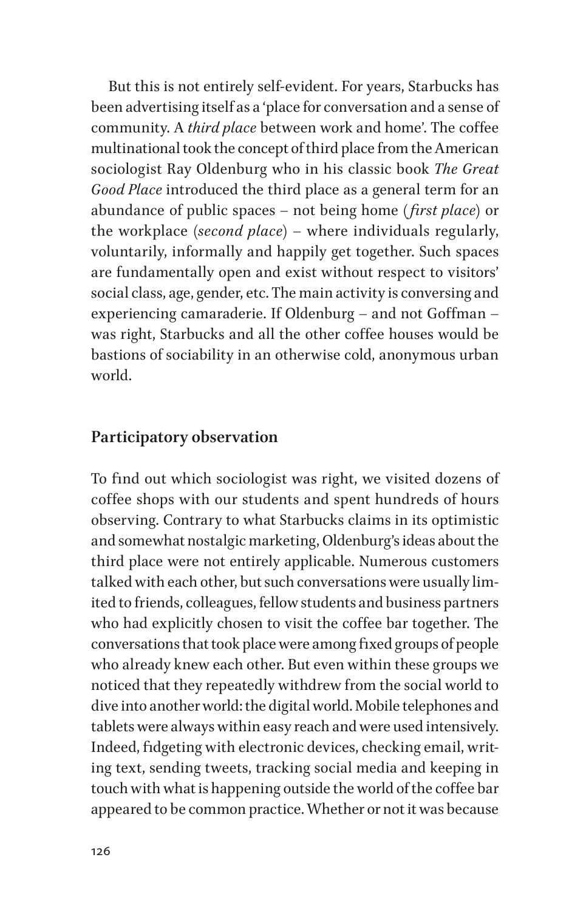But this is not entirely self-evident. For years, Starbucks has been advertising itself as a 'place for conversation and a sense of community. A *third place* between work and home'. The coffee multinational took the concept of third place from the American sociologist Ray Oldenburg who in his classic book *The Great Good Place* introduced the third place as a general term for an abundance of public spaces – not being home (*first place*) or the workplace (*second place*) – where individuals regularly, voluntarily, informally and happily get together. Such spaces are fundamentally open and exist without respect to visitors' social class, age, gender, etc. The main activity is conversing and experiencing camaraderie. If Oldenburg – and not Goffman – was right, Starbucks and all the other coffee houses would be bastions of sociability in an otherwise cold, anonymous urban world.

## Participatory observation

To find out which sociologist was right, we visited dozens of coffee shops with our students and spent hundreds of hours observing. Contrary to what Starbucks claims in its optimistic and somewhat nostalgic marketing, Oldenburg's ideas about the third place were not entirely applicable. Numerous customers talked with each other, but such conversations were usually limited to friends, colleagues, fellow students and business partners who had explicitly chosen to visit the coffee bar together. The conversations that took place were among fixed groups of people who already knew each other. But even within these groups we noticed that they repeatedly withdrew from the social world to dive into another world: the digital world. Mobile telephones and tablets were always within easy reach and were used intensively. Indeed, fidgeting with electronic devices, checking email, writing text, sending tweets, tracking social media and keeping in touch with what is happening outside the world of the coffee bar appeared to be common practice. Whether or not it was because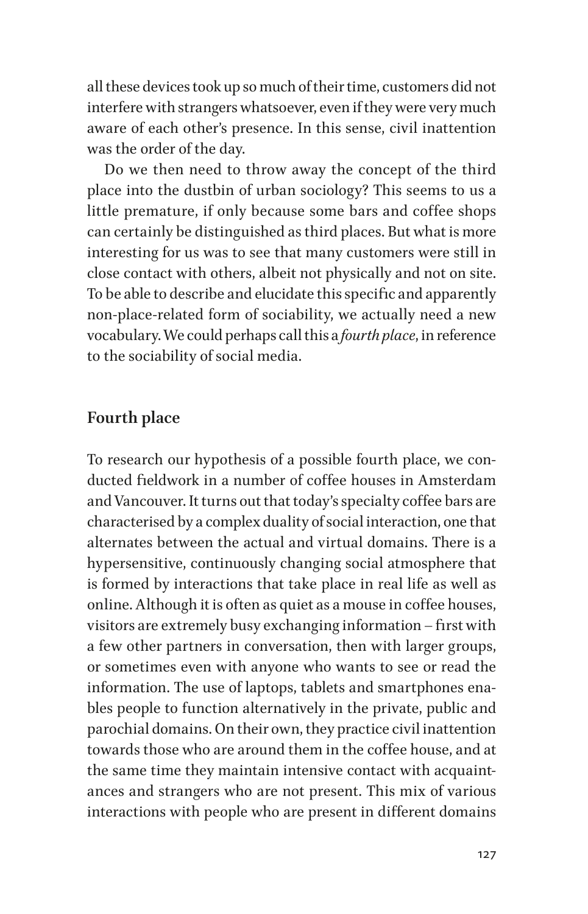all these devices took up so much of their time, customers did not interfere with strangers whatsoever, even if they were very much aware of each other's presence. In this sense, civil inattention was the order of the day.

Do we then need to throw away the concept of the third place into the dustbin of urban sociology? This seems to us a little premature, if only because some bars and coffee shops can certainly be distinguished as third places. But what is more interesting for us was to see that many customers were still in close contact with others, albeit not physically and not on site. To be able to describe and elucidate this specific and apparently non-place-related form of sociability, we actually need a new vocabulary. We could perhaps call this a *fourth place*, in reference to the sociability of social media.

## Fourth place

To research our hypothesis of a possible fourth place, we conducted fieldwork in a number of coffee houses in Amsterdam and Vancouver. It turns out that today's specialty coffee bars are characterised by a complex duality of social interaction, one that alternates between the actual and virtual domains. There is a hypersensitive, continuously changing social atmosphere that is formed by interactions that take place in real life as well as online. Although it is often as quiet as a mouse in coffee houses, visitors are extremely busy exchanging information – first with a few other partners in conversation, then with larger groups, or sometimes even with anyone who wants to see or read the information. The use of laptops, tablets and smartphones enables people to function alternatively in the private, public and parochial domains. On their own, they practice civil inattention towards those who are around them in the coffee house, and at the same time they maintain intensive contact with acquaintances and strangers who are not present. This mix of various interactions with people who are present in different domains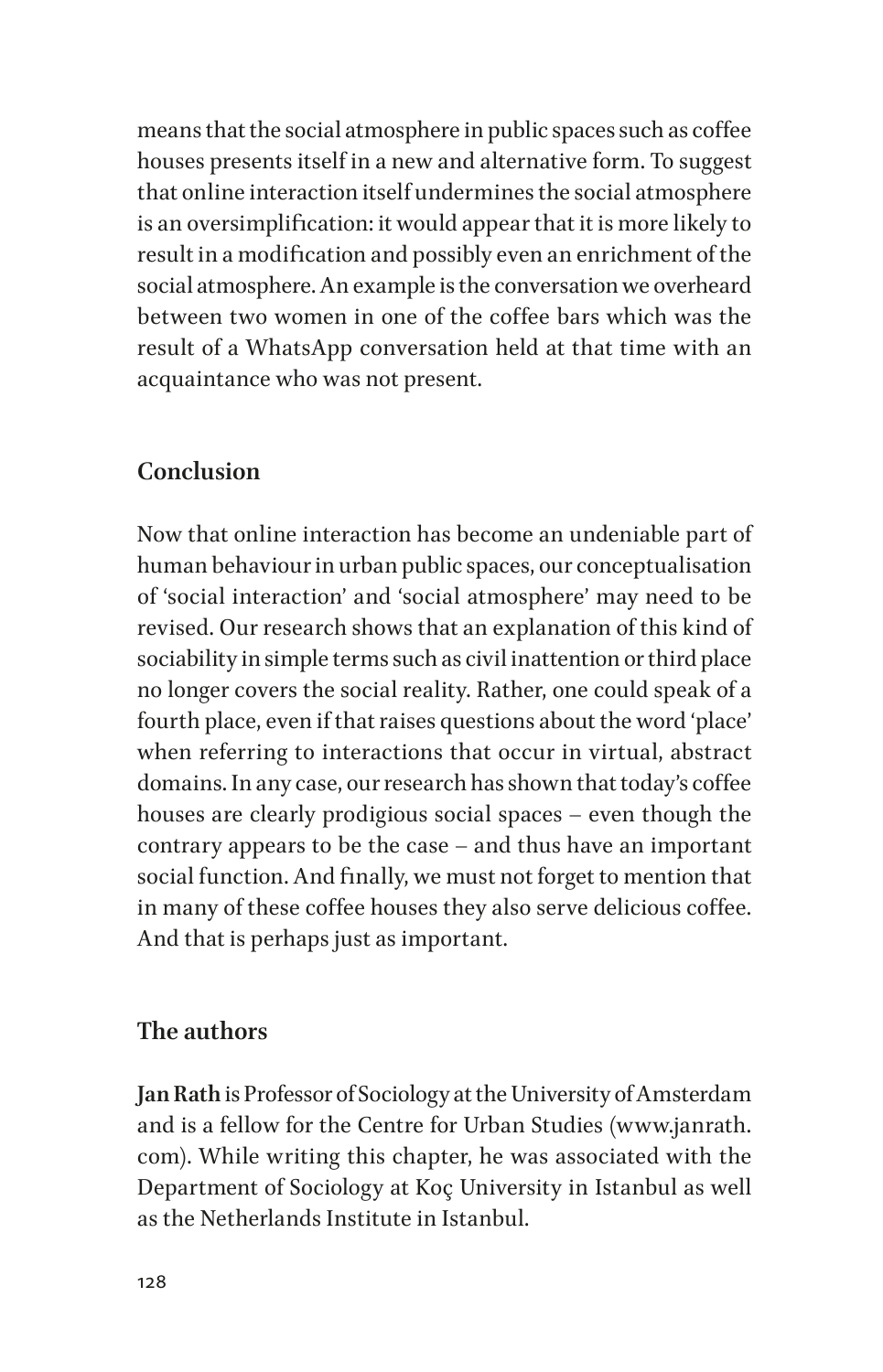means that the social atmosphere in public spaces such as coffee houses presents itself in a new and alternative form. To suggest that online interaction itself undermines the social atmosphere is an oversimplification: it would appear that it is more likely to result in a modification and possibly even an enrichment of the social atmosphere. An example is the conversation we overheard between two women in one of the coffee bars which was the result of a WhatsApp conversation held at that time with an acquaintance who was not present.

## Conclusion

Now that online interaction has become an undeniable part of human behaviour in urban public spaces, our conceptualisation of 'social interaction' and 'social atmosphere' may need to be revised. Our research shows that an explanation of this kind of sociability in simple terms such as civil inattention or third place no longer covers the social reality. Rather, one could speak of a fourth place, even if that raises questions about the word 'place' when referring to interactions that occur in virtual, abstract domains. In any case, our research has shown that today's coffee houses are clearly prodigious social spaces – even though the contrary appears to be the case – and thus have an important social function. And finally, we must not forget to mention that in many of these coffee houses they also serve delicious coffee. And that is perhaps just as important.

## The authors

**Jan Rath** is Professor of Sociology at the University of Amsterdam and is a fellow for the Centre for Urban Studies (www.janrath.com). While writing this chapter, he was associated with the Department of Sociology at Koç University in Istanbul as well as the Netherlands Institute in Istanbul.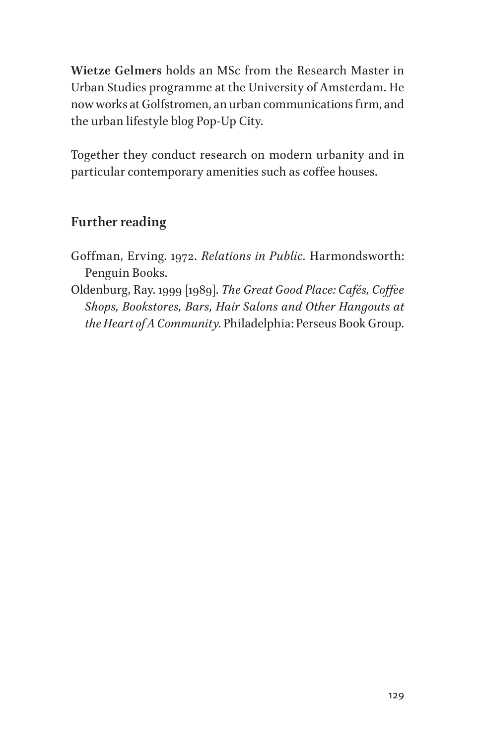**Wietze Gelmers** holds an MSc from the Research Master in Urban Studies programme at the University of Amsterdam. He now works at Golfstromen, an urban communications firm, and the urban lifestyle blog Pop-Up City.

Together they conduct research on modern urbanity and in particular contemporary amenities such as coffee houses.

## Further reading

Goffman, Erving. 1972. *Relations in Public.* Harmondsworth: Penguin Books.

Oldenburg, Ray. 1999 [1989]. *The Great Good Place: Cafés, Coffee Shops, Bookstores, Bars, Hair Salons and Other Hangouts at the Heart of A Community.* Philadelphia: Perseus Book Group.